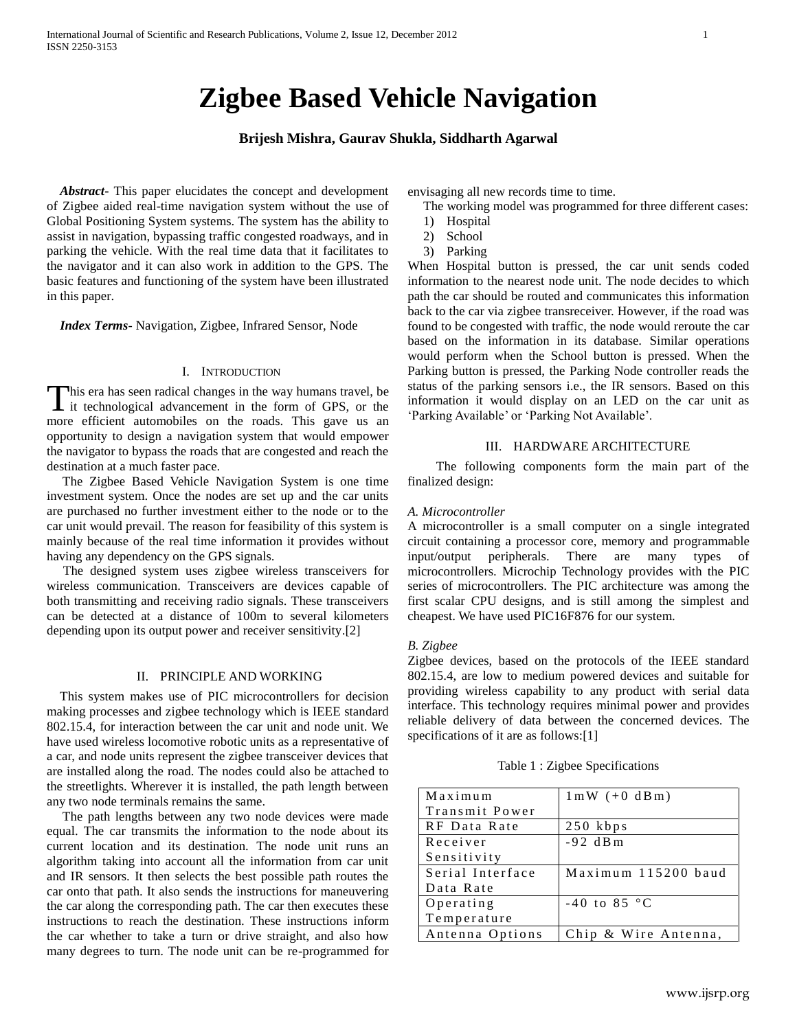# Zigbee Based Vehicle Navigation

**Brijesh Mishra, Gaurav Shukla, Siddharth Agarwal**

***Abstract-*** This paper elucidates the concept and development of Zigbee aided real-time navigation system without the use of Global Positioning System systems. The system has the ability to assist in navigation, bypassing traffic congested roadways, and in parking the vehicle. With the real time data that it facilitates to the navigator and it can also work in addition to the GPS. The basic features and functioning of the system have been illustrated in this paper.

***Index Terms-*** Navigation, Zigbee, Infrared Sensor, Node

## I. Introduction

This era has seen radical changes in the way humans travel, be it technological advancement in the form of GPS, or the more efficient automobiles on the roads. This gave us an opportunity to design a navigation system that would empower the navigator to bypass the roads that are congested and reach the destination at a much faster pace.

The Zigbee Based Vehicle Navigation System is one time investment system. Once the nodes are set up and the car units are purchased no further investment either to the node or to the car unit would prevail. The reason for feasibility of this system is mainly because of the real time information it provides without having any dependency on the GPS signals.

The designed system uses zigbee wireless transceivers for wireless communication. Transceivers are devices capable of both transmitting and receiving radio signals. These transceivers can be detected at a distance of 100m to several kilometers depending upon its output power and receiver sensitivity.[2]

## II. Principle and Working

This system makes use of PIC microcontrollers for decision making processes and zigbee technology which is IEEE standard 802.15.4, for interaction between the car unit and node unit. We have used wireless locomotive robotic units as a representative of a car, and node units represent the zigbee transceiver devices that are installed along the road. The nodes could also be attached to the streetlights. Wherever it is installed, the path length between any two node terminals remains the same.

The path lengths between any two node devices were made equal. The car transmits the information to the node about its current location and its destination. The node unit runs an algorithm taking into account all the information from car unit and IR sensors. It then selects the best possible path routes the car onto that path. It also sends the instructions for maneuvering the car along the corresponding path. The car then executes these instructions to reach the destination. These instructions inform the car whether to take a turn or drive straight, and also how many degrees to turn. The node unit can be re-programmed for envisaging all new records time to time.

The working model was programmed for three different cases:

1) Hospital
2) School
3) Parking

When Hospital button is pressed, the car unit sends coded information to the nearest node unit. The node decides to which path the car should be routed and communicates this information back to the car via zigbee transreceiver. However, if the road was found to be congested with traffic, the node would reroute the car based on the information in its database. Similar operations would perform when the School button is pressed. When the Parking button is pressed, the Parking Node controller reads the status of the parking sensors i.e., the IR sensors. Based on this information it would display on an LED on the car unit as 'Parking Available' or 'Parking Not Available'.

## III. Hardware Architecture

The following components form the main part of the finalized design:

### *A. Microcontroller*

A microcontroller is a small computer on a single integrated circuit containing a processor core, memory and programmable input/output peripherals. There are many types of microcontrollers. Microchip Technology provides with the PIC series of microcontrollers. The PIC architecture was among the first scalar CPU designs, and is still among the simplest and cheapest. We have used PIC16F876 for our system.

### *B. Zigbee*

Zigbee devices, based on the protocols of the IEEE standard 802.15.4, are low to medium powered devices and suitable for providing wireless capability to any product with serial data interface. This technology requires minimal power and provides reliable delivery of data between the concerned devices. The specifications of it are as follows:[1]

Table 1 : Zigbee Specifications

| | |
|---|---|
| Maximum Transmit Power | 1mW (+0 dBm) |
| RF Data Rate | 250 kbps |
| Receiver Sensitivity | -92 dBm |
| Serial Interface Data Rate | Maximum 115200 baud |
| Operating Temperature | -40 to 85 °C |
| Antenna Options | Chip & Wire Antenna, |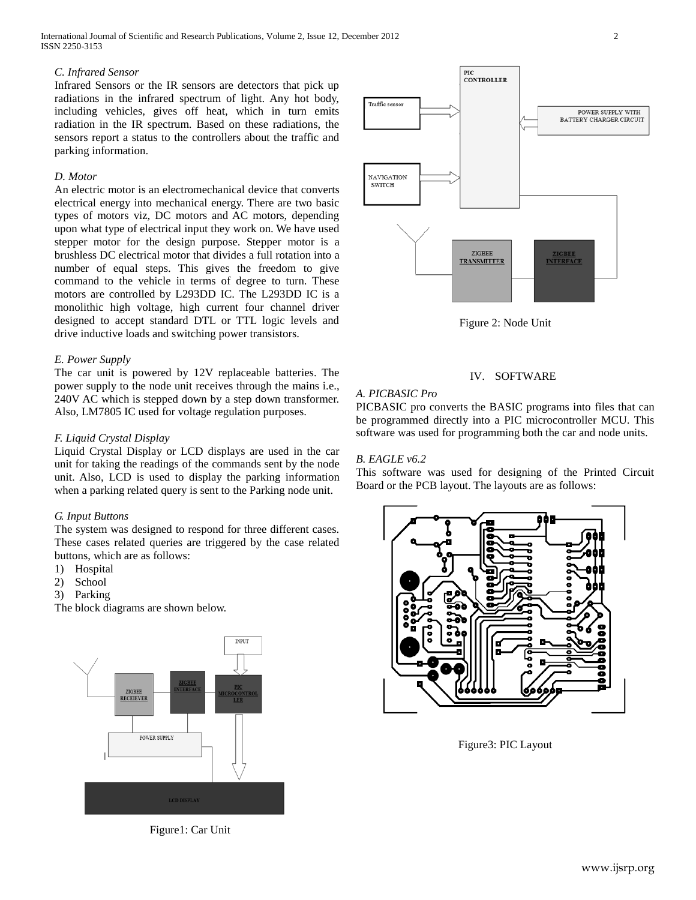*C. Infrared Sensor*

Infrared Sensors or the IR sensors are detectors that pick up radiations in the infrared spectrum of light. Any hot body, including vehicles, gives off heat, which in turn emits radiation in the IR spectrum. Based on these radiations, the sensors report a status to the controllers about the traffic and parking information.

*D. Motor*

An electric motor is an electromechanical device that converts electrical energy into mechanical energy. There are two basic types of motors viz, DC motors and AC motors, depending upon what type of electrical input they work on. We have used stepper motor for the design purpose. Stepper motor is a brushless DC electrical motor that divides a full rotation into a number of equal steps. This gives the freedom to give command to the vehicle in terms of degree to turn. These motors are controlled by L293DD IC. The L293DD IC is a monolithic high voltage, high current four channel driver designed to accept standard DTL or TTL logic levels and drive inductive loads and switching power transistors.

*E. Power Supply*

The car unit is powered by 12V replaceable batteries. The power supply to the node unit receives through the mains i.e., 240V AC which is stepped down by a step down transformer. Also, LM7805 IC used for voltage regulation purposes.

*F. Liquid Crystal Display*

Liquid Crystal Display or LCD displays are used in the car unit for taking the readings of the commands sent by the node unit. Also, LCD is used to display the parking information when a parking related query is sent to the Parking node unit.

*G. Input Buttons*

The system was designed to respond for three different cases. These cases related queries are triggered by the case related buttons, which are as follows:

1) Hospital
2) School
3) Parking

The block diagrams are shown below.

Figure1: Car Unit

Figure 2: Node Unit

## IV. SOFTWARE

*A. PICBASIC Pro*

PICBASIC pro converts the BASIC programs into files that can be programmed directly into a PIC microcontroller MCU. This software was used for programming both the car and node units.

*B. EAGLE v6.2*

This software was used for designing of the Printed Circuit Board or the PCB layout. The layouts are as follows:

Figure3: PIC Layout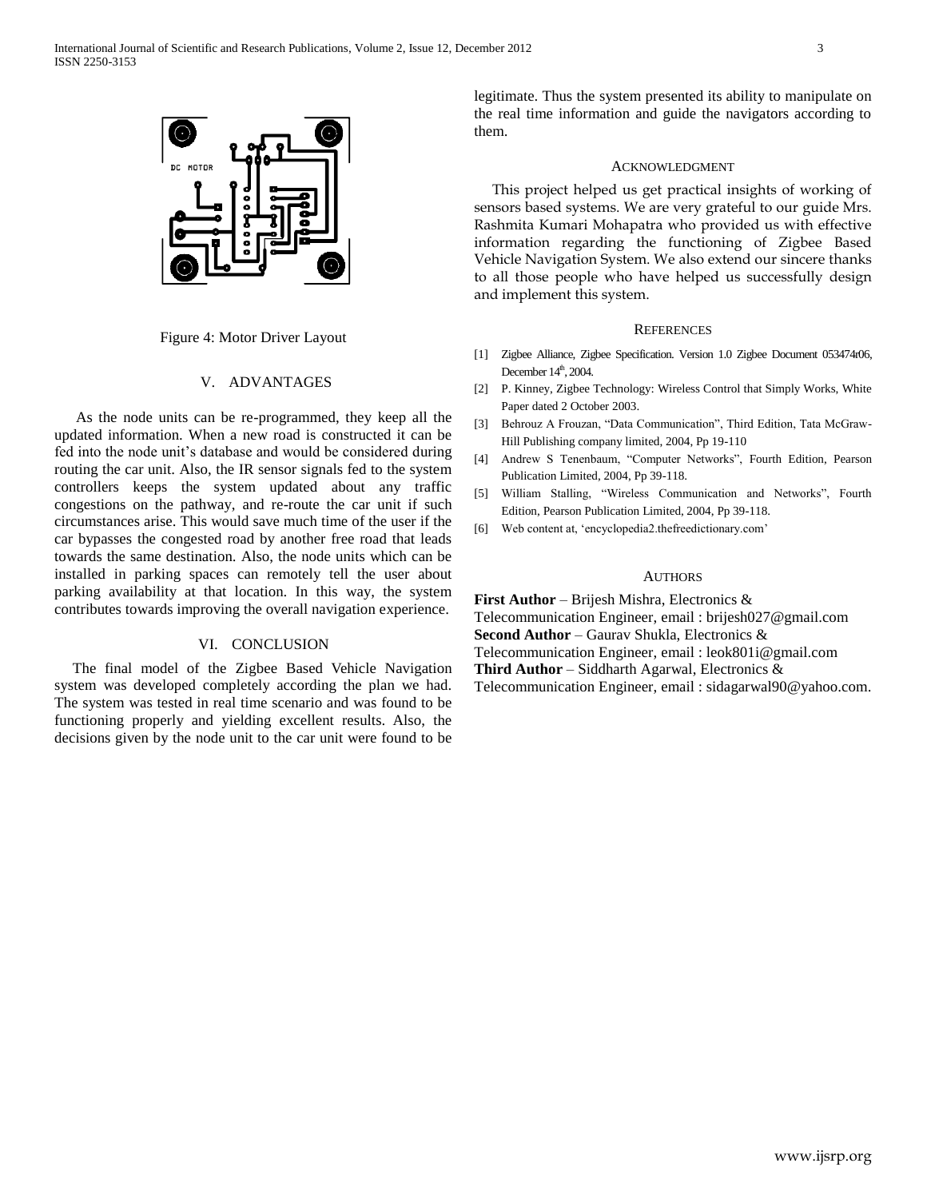Figure 4: Motor Driver Layout

## V. ADVANTAGES

As the node units can be re-programmed, they keep all the updated information. When a new road is constructed it can be fed into the node unit's database and would be considered during routing the car unit. Also, the IR sensor signals fed to the system controllers keeps the system updated about any traffic congestions on the pathway, and re-route the car unit if such circumstances arise. This would save much time of the user if the car bypasses the congested road by another free road that leads towards the same destination. Also, the node units which can be installed in parking spaces can remotely tell the user about parking availability at that location. In this way, the system contributes towards improving the overall navigation experience.

## VI. CONCLUSION

The final model of the Zigbee Based Vehicle Navigation system was developed completely according the plan we had. The system was tested in real time scenario and was found to be functioning properly and yielding excellent results. Also, the decisions given by the node unit to the car unit were found to be legitimate. Thus the system presented its ability to manipulate on the real time information and guide the navigators according to them.

## ACKNOWLEDGMENT

This project helped us get practical insights of working of sensors based systems. We are very grateful to our guide Mrs. Rashmita Kumari Mohapatra who provided us with effective information regarding the functioning of Zigbee Based Vehicle Navigation System. We also extend our sincere thanks to all those people who have helped us successfully design and implement this system.

## REFERENCES

[1] Zigbee Alliance, Zigbee Specification. Version 1.0 Zigbee Document 053474r06, December 14th, 2004.

[2] P. Kinney, Zigbee Technology: Wireless Control that Simply Works, White Paper dated 2 October 2003.

[3] Behrouz A Frouzan, "Data Communication", Third Edition, Tata McGraw-Hill Publishing company limited, 2004, Pp 19-110

[4] Andrew S Tenenbaum, "Computer Networks", Fourth Edition, Pearson Publication Limited, 2004, Pp 39-118.

[5] William Stalling, "Wireless Communication and Networks", Fourth Edition, Pearson Publication Limited, 2004, Pp 39-118.

[6] Web content at, 'encyclopedia2.thefreedictionary.com'

## AUTHORS

**First Author** – Brijesh Mishra, Electronics & Telecommunication Engineer, email : brijesh027@gmail.com

**Second Author** – Gaurav Shukla, Electronics & Telecommunication Engineer, email : leok801i@gmail.com

**Third Author** – Siddharth Agarwal, Electronics & Telecommunication Engineer, email : sidagarwal90@yahoo.com.